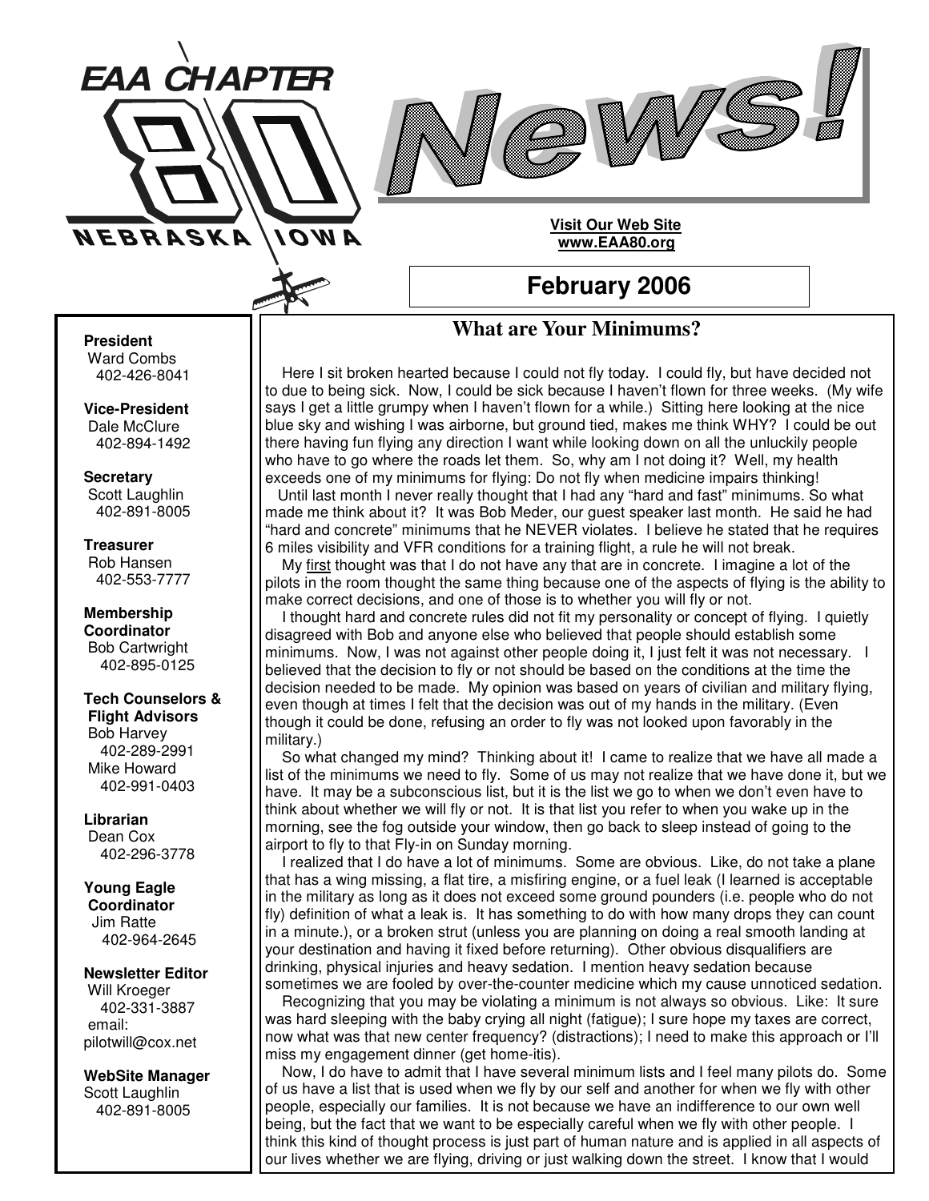# EAA CHAPTER 80 NEBRASKA IOWA

# News!

**Visit Our Web Site**
**www.EAA80.org**

## February 2006

**President**
Ward Combs
402-426-8041

**Vice-President**
Dale McClure
402-894-1492

**Secretary**
Scott Laughlin
402-891-8005

**Treasurer**
Rob Hansen
402-553-7777

**Membership Coordinator**
Bob Cartwright
402-895-0125

**Tech Counselors & Flight Advisors**
Bob Harvey
402-289-2991
Mike Howard
402-991-0403

**Librarian**
Dean Cox
402-296-3778

**Young Eagle Coordinator**
Jim Ratte
402-964-2645

**Newsletter Editor**
Will Kroeger
402-331-3887
email:
pilotwill@cox.net

**WebSite Manager**
Scott Laughlin
402-891-8005

## What are Your Minimums?

Here I sit broken hearted because I could not fly today. I could fly, but have decided not to due to being sick. Now, I could be sick because I haven't flown for three weeks. (My wife says I get a little grumpy when I haven't flown for a while.) Sitting here looking at the nice blue sky and wishing I was airborne, but ground tied, makes me think WHY? I could be out there having fun flying any direction I want while looking down on all the unluckily people who have to go where the roads let them. So, why am I not doing it? Well, my health exceeds one of my minimums for flying: Do not fly when medicine impairs thinking!

Until last month I never really thought that I had any "hard and fast" minimums. So what made me think about it? It was Bob Meder, our guest speaker last month. He said he had "hard and concrete" minimums that he NEVER violates. I believe he stated that he requires 6 miles visibility and VFR conditions for a training flight, a rule he will not break.

My first thought was that I do not have any that are in concrete. I imagine a lot of the pilots in the room thought the same thing because one of the aspects of flying is the ability to make correct decisions, and one of those is to whether you will fly or not.

I thought hard and concrete rules did not fit my personality or concept of flying. I quietly disagreed with Bob and anyone else who believed that people should establish some minimums. Now, I was not against other people doing it, I just felt it was not necessary. I believed that the decision to fly or not should be based on the conditions at the time the decision needed to be made. My opinion was based on years of civilian and military flying, even though at times I felt that the decision was out of my hands in the military. (Even though it could be done, refusing an order to fly was not looked upon favorably in the military.)

So what changed my mind? Thinking about it! I came to realize that we have all made a list of the minimums we need to fly. Some of us may not realize that we have done it, but we have. It may be a subconscious list, but it is the list we go to when we don't even have to think about whether we will fly or not. It is that list you refer to when you wake up in the morning, see the fog outside your window, then go back to sleep instead of going to the airport to fly to that Fly-in on Sunday morning.

I realized that I do have a lot of minimums. Some are obvious. Like, do not take a plane that has a wing missing, a flat tire, a misfiring engine, or a fuel leak (I learned is acceptable in the military as long as it does not exceed some ground pounders (i.e. people who do not fly) definition of what a leak is. It has something to do with how many drops they can count in a minute.), or a broken strut (unless you are planning on doing a real smooth landing at your destination and having it fixed before returning). Other obvious disqualifiers are drinking, physical injuries and heavy sedation. I mention heavy sedation because sometimes we are fooled by over-the-counter medicine which my cause unnoticed sedation.

Recognizing that you may be violating a minimum is not always so obvious. Like: It sure was hard sleeping with the baby crying all night (fatigue); I sure hope my taxes are correct, now what was that new center frequency? (distractions); I need to make this approach or I'll miss my engagement dinner (get home-itis).

Now, I do have to admit that I have several minimum lists and I feel many pilots do. Some of us have a list that is used when we fly by our self and another for when we fly with other people, especially our families. It is not because we have an indifference to our own well being, but the fact that we want to be especially careful when we fly with other people. I think this kind of thought process is just part of human nature and is applied in all aspects of our lives whether we are flying, driving or just walking down the street. I know that I would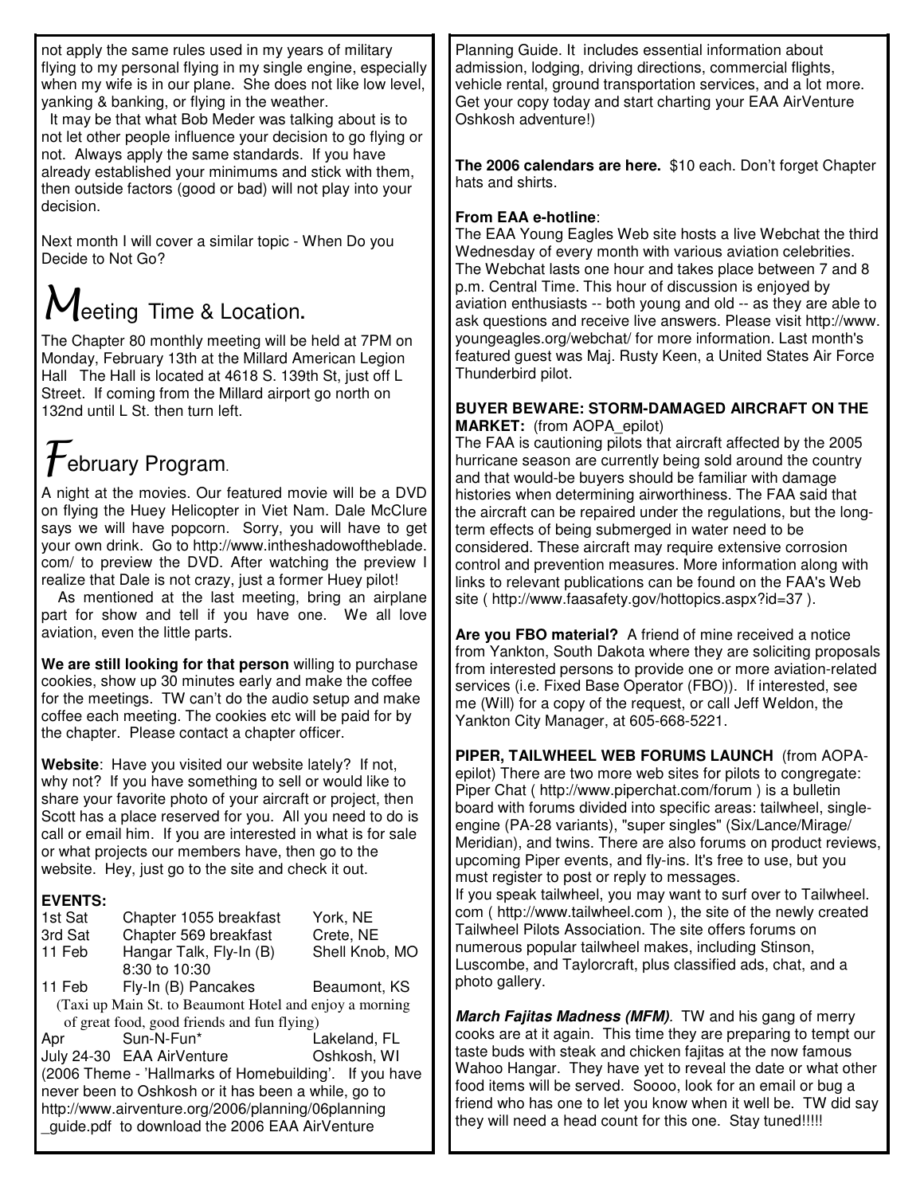not apply the same rules used in my years of military flying to my personal flying in my single engine, especially when my wife is in our plane. She does not like low level, yanking & banking, or flying in the weather.

It may be that what Bob Meder was talking about is to not let other people influence your decision to go flying or not. Always apply the same standards. If you have already established your minimums and stick with them, then outside factors (good or bad) will not play into your decision.

Next month I will cover a similar topic - When Do you Decide to Not Go?

## Meeting Time & Location.

The Chapter 80 monthly meeting will be held at 7PM on Monday, February 13th at the Millard American Legion Hall The Hall is located at 4618 S. 139th St, just off L Street. If coming from the Millard airport go north on 132nd until L St. then turn left.

## February Program.

A night at the movies. Our featured movie will be a DVD on flying the Huey Helicopter in Viet Nam. Dale McClure says we will have popcorn. Sorry, you will have to get your own drink. Go to http://www.intheshadowoftheblade.com/ to preview the DVD. After watching the preview I realize that Dale is not crazy, just a former Huey pilot!

As mentioned at the last meeting, bring an airplane part for show and tell if you have one. We all love aviation, even the little parts.

**We are still looking for that person** willing to purchase cookies, show up 30 minutes early and make the coffee for the meetings. TW can't do the audio setup and make coffee each meeting. The cookies etc will be paid for by the chapter. Please contact a chapter officer.

**Website**: Have you visited our website lately? If not, why not? If you have something to sell or would like to share your favorite photo of your aircraft or project, then Scott has a place reserved for you. All you need to do is call or email him. If you are interested in what is for sale or what projects our members have, then go to the website. Hey, just go to the site and check it out.

**EVENTS:**

| | | |
|---|---|---|
| 1st Sat | Chapter 1055 breakfast | York, NE |
| 3rd Sat | Chapter 569 breakfast | Crete, NE |
| 11 Feb | Hangar Talk, Fly-In (B) 8:30 to 10:30 | Shell Knob, MO |
| 11 Feb | Fly-In (B) Pancakes | Beaumont, KS |

(Taxi up Main St. to Beaumont Hotel and enjoy a morning of great food, good friends and fun flying)

| | | |
|---|---|---|
| Apr | Sun-N-Fun* | Lakeland, FL |
| July 24-30 | EAA AirVenture | Oshkosh, WI |

(2006 Theme - 'Hallmarks of Homebuilding'. If you have never been to Oshkosh or it has been a while, go to http://www.airventure.org/2006/planning/06planning_guide.pdf to download the 2006 EAA AirVenture Planning Guide. It includes essential information about admission, lodging, driving directions, commercial flights, vehicle rental, ground transportation services, and a lot more. Get your copy today and start charting your EAA AirVenture Oshkosh adventure!)

**The 2006 calendars are here.** $10 each. Don't forget Chapter hats and shirts.

**From EAA e-hotline**:

The EAA Young Eagles Web site hosts a live Webchat the third Wednesday of every month with various aviation celebrities. The Webchat lasts one hour and takes place between 7 and 8 p.m. Central Time. This hour of discussion is enjoyed by aviation enthusiasts -- both young and old -- as they are able to ask questions and receive live answers. Please visit http://www.youngeagles.org/webchat/ for more information. Last month's featured guest was Maj. Rusty Keen, a United States Air Force Thunderbird pilot.

**BUYER BEWARE: STORM-DAMAGED AIRCRAFT ON THE MARKET:** (from AOPA_epilot)

The FAA is cautioning pilots that aircraft affected by the 2005 hurricane season are currently being sold around the country and that would-be buyers should be familiar with damage histories when determining airworthiness. The FAA said that the aircraft can be repaired under the regulations, but the long-term effects of being submerged in water need to be considered. These aircraft may require extensive corrosion control and prevention measures. More information along with links to relevant publications can be found on the FAA's Web site ( http://www.faasafety.gov/hottopics.aspx?id=37 ).

**Are you FBO material?** A friend of mine received a notice from Yankton, South Dakota where they are soliciting proposals from interested persons to provide one or more aviation-related services (i.e. Fixed Base Operator (FBO)). If interested, see me (Will) for a copy of the request, or call Jeff Weldon, the Yankton City Manager, at 605-668-5221.

**PIPER, TAILWHEEL WEB FORUMS LAUNCH** (from AOPA-epilot) There are two more web sites for pilots to congregate: Piper Chat ( http://www.piperchat.com/forum ) is a bulletin board with forums divided into specific areas: tailwheel, single-engine (PA-28 variants), "super singles" (Six/Lance/Mirage/Meridian), and twins. There are also forums on product reviews, upcoming Piper events, and fly-ins. It's free to use, but you must register to post or reply to messages.

If you speak tailwheel, you may want to surf over to Tailwheel.com ( http://www.tailwheel.com ), the site of the newly created Tailwheel Pilots Association. The site offers forums on numerous popular tailwheel makes, including Stinson, Luscombe, and Taylorcraft, plus classified ads, chat, and a photo gallery.

***March Fajitas Madness (MFM).*** TW and his gang of merry cooks are at it again. This time they are preparing to tempt our taste buds with steak and chicken fajitas at the now famous Wahoo Hangar. They have yet to reveal the date or what other food items will be served. Soooo, look for an email or bug a friend who has one to let you know when it well be. TW did say they will need a head count for this one. Stay tuned!!!!!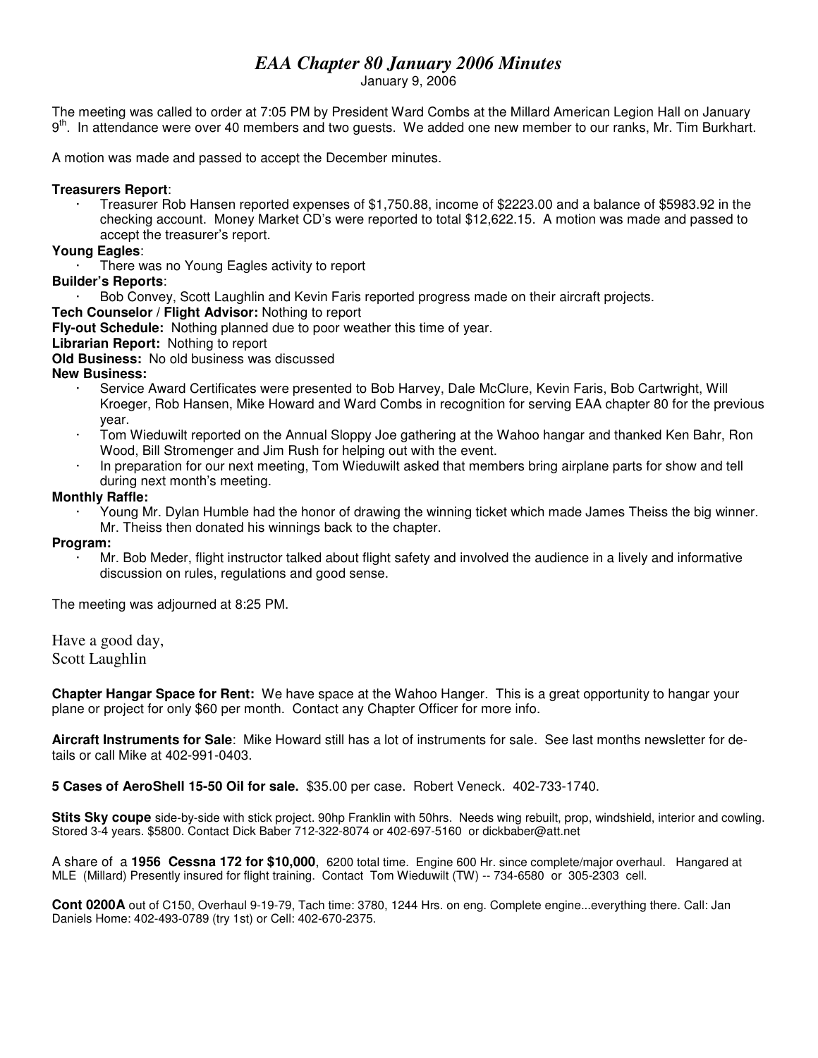# *EAA Chapter 80 January 2006 Minutes*

January 9, 2006

The meeting was called to order at 7:05 PM by President Ward Combs at the Millard American Legion Hall on January 9th. In attendance were over 40 members and two guests. We added one new member to our ranks, Mr. Tim Burkhart.

A motion was made and passed to accept the December minutes.

**Treasurers Report**:

- Treasurer Rob Hansen reported expenses of $1,750.88, income of $2223.00 and a balance of $5983.92 in the checking account. Money Market CD's were reported to total $12,622.15. A motion was made and passed to accept the treasurer's report.

**Young Eagles**:

- There was no Young Eagles activity to report

**Builder's Reports**:

- Bob Convey, Scott Laughlin and Kevin Faris reported progress made on their aircraft projects.

**Tech Counselor / Flight Advisor:** Nothing to report

**Fly-out Schedule:** Nothing planned due to poor weather this time of year.

**Librarian Report:** Nothing to report

**Old Business:** No old business was discussed

**New Business:**

- Service Award Certificates were presented to Bob Harvey, Dale McClure, Kevin Faris, Bob Cartwright, Will Kroeger, Rob Hansen, Mike Howard and Ward Combs in recognition for serving EAA chapter 80 for the previous year.
- Tom Wieduwilt reported on the Annual Sloppy Joe gathering at the Wahoo hangar and thanked Ken Bahr, Ron Wood, Bill Stromenger and Jim Rush for helping out with the event.
- In preparation for our next meeting, Tom Wieduwilt asked that members bring airplane parts for show and tell during next month's meeting.

**Monthly Raffle:**

- Young Mr. Dylan Humble had the honor of drawing the winning ticket which made James Theiss the big winner. Mr. Theiss then donated his winnings back to the chapter.

**Program:**

- Mr. Bob Meder, flight instructor talked about flight safety and involved the audience in a lively and informative discussion on rules, regulations and good sense.

The meeting was adjourned at 8:25 PM.

Have a good day,
Scott Laughlin

**Chapter Hangar Space for Rent:** We have space at the Wahoo Hanger. This is a great opportunity to hangar your plane or project for only $60 per month. Contact any Chapter Officer for more info.

**Aircraft Instruments for Sale**: Mike Howard still has a lot of instruments for sale. See last months newsletter for details or call Mike at 402-991-0403.

**5 Cases of AeroShell 15-50 Oil for sale.** $35.00 per case. Robert Veneck. 402-733-1740.

**Stits Sky coupe** side-by-side with stick project. 90hp Franklin with 50hrs. Needs wing rebuilt, prop, windshield, interior and cowling. Stored 3-4 years. $5800. Contact Dick Baber 712-322-8074 or 402-697-5160 or dickbaber@att.net

A share of a **1956 Cessna 172 for $10,000**, 6200 total time. Engine 600 Hr. since complete/major overhaul. Hangared at MLE (Millard) Presently insured for flight training. Contact Tom Wieduwilt (TW) -- 734-6580 or 305-2303 cell.

**Cont 0200A** out of C150, Overhaul 9-19-79, Tach time: 3780, 1244 Hrs. on eng. Complete engine...everything there. Call: Jan Daniels Home: 402-493-0789 (try 1st) or Cell: 402-670-2375.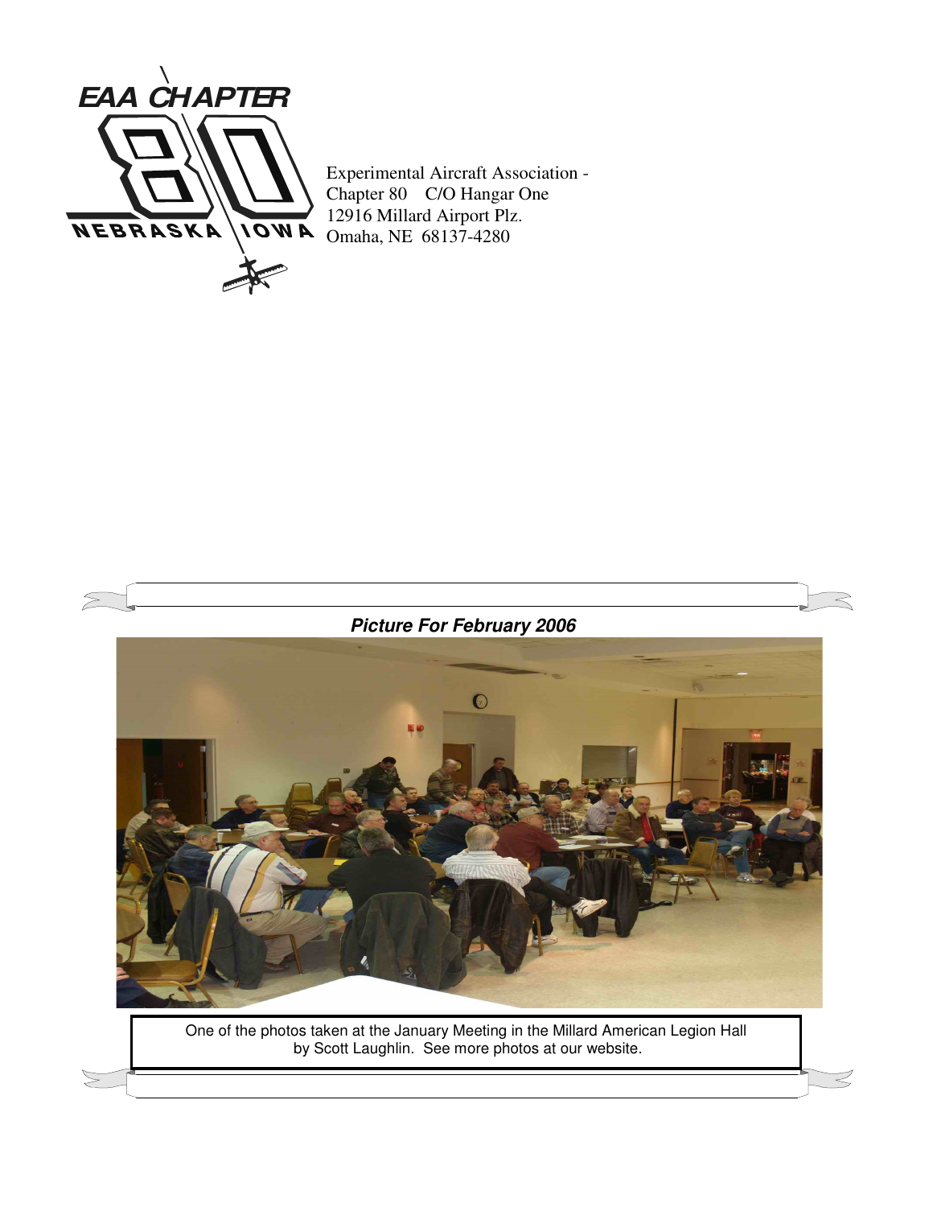EAA CHAPTER 80 NEBRASKA IOWA

Experimental Aircraft Association -
Chapter 80 C/O Hangar One
12916 Millard Airport Plz.
Omaha, NE 68137-4280

***Picture For February 2006***

One of the photos taken at the January Meeting in the Millard American Legion Hall by Scott Laughlin. See more photos at our website.